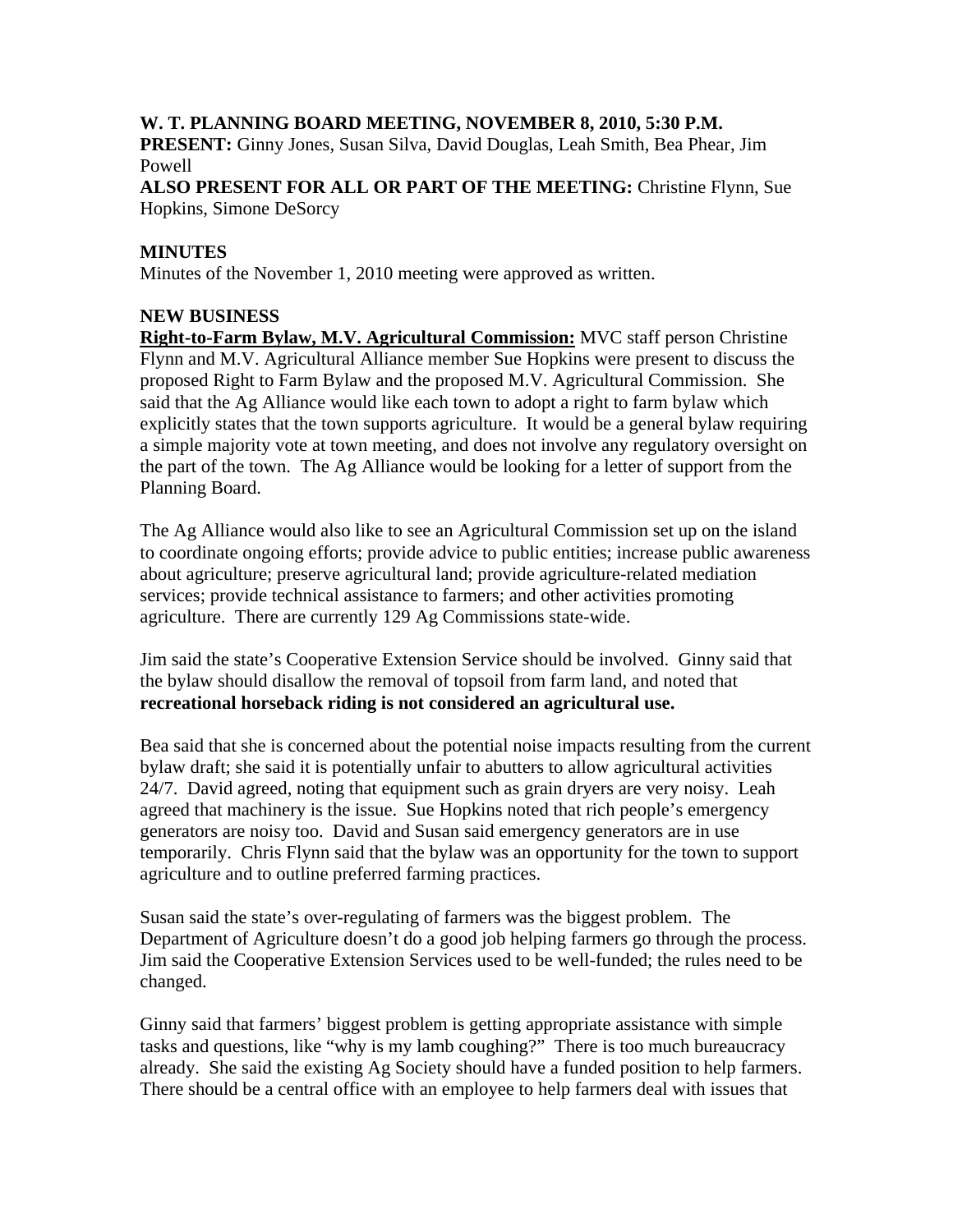**W. T. PLANNING BOARD MEETING, NOVEMBER 8, 2010, 5:30 P.M.**
**PRESENT:** Ginny Jones, Susan Silva, David Douglas, Leah Smith, Bea Phear, Jim Powell
**ALSO PRESENT FOR ALL OR PART OF THE MEETING:** Christine Flynn, Sue Hopkins, Simone DeSorcy

**MINUTES**
Minutes of the November 1, 2010 meeting were approved as written.

**NEW BUSINESS**
**Right-to-Farm Bylaw, M.V. Agricultural Commission:** MVC staff person Christine Flynn and M.V. Agricultural Alliance member Sue Hopkins were present to discuss the proposed Right to Farm Bylaw and the proposed M.V. Agricultural Commission. She said that the Ag Alliance would like each town to adopt a right to farm bylaw which explicitly states that the town supports agriculture. It would be a general bylaw requiring a simple majority vote at town meeting, and does not involve any regulatory oversight on the part of the town. The Ag Alliance would be looking for a letter of support from the Planning Board.

The Ag Alliance would also like to see an Agricultural Commission set up on the island to coordinate ongoing efforts; provide advice to public entities; increase public awareness about agriculture; preserve agricultural land; provide agriculture-related mediation services; provide technical assistance to farmers; and other activities promoting agriculture. There are currently 129 Ag Commissions state-wide.

Jim said the state's Cooperative Extension Service should be involved. Ginny said that the bylaw should disallow the removal of topsoil from farm land, and noted that **recreational horseback riding is not considered an agricultural use.**

Bea said that she is concerned about the potential noise impacts resulting from the current bylaw draft; she said it is potentially unfair to abutters to allow agricultural activities 24/7. David agreed, noting that equipment such as grain dryers are very noisy. Leah agreed that machinery is the issue. Sue Hopkins noted that rich people's emergency generators are noisy too. David and Susan said emergency generators are in use temporarily. Chris Flynn said that the bylaw was an opportunity for the town to support agriculture and to outline preferred farming practices.

Susan said the state's over-regulating of farmers was the biggest problem. The Department of Agriculture doesn't do a good job helping farmers go through the process. Jim said the Cooperative Extension Services used to be well-funded; the rules need to be changed.

Ginny said that farmers' biggest problem is getting appropriate assistance with simple tasks and questions, like "why is my lamb coughing?" There is too much bureaucracy already. She said the existing Ag Society should have a funded position to help farmers. There should be a central office with an employee to help farmers deal with issues that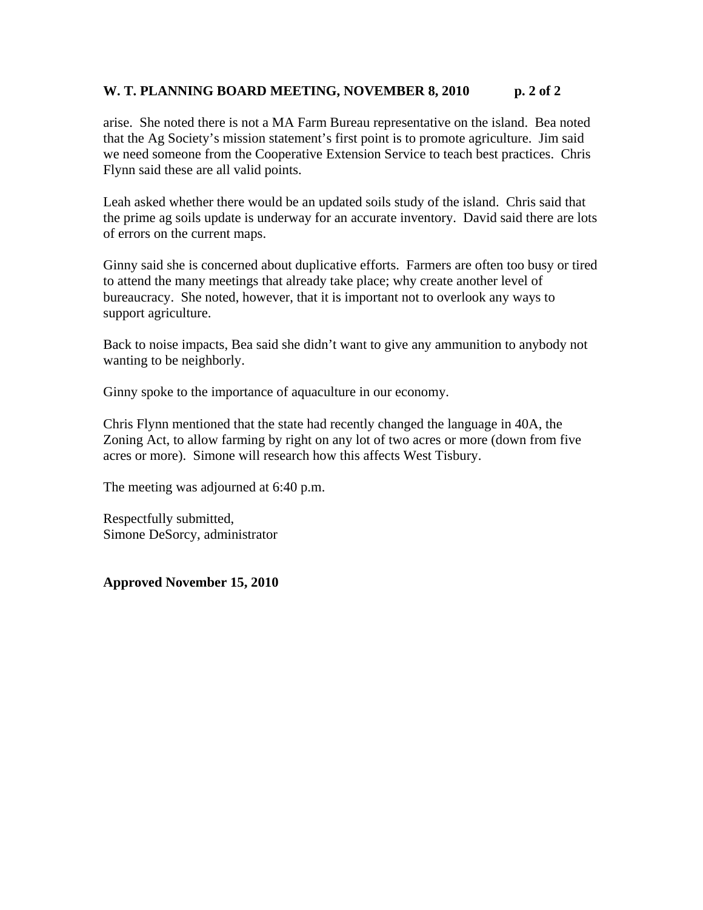arise. She noted there is not a MA Farm Bureau representative on the island. Bea noted that the Ag Society's mission statement's first point is to promote agriculture. Jim said we need someone from the Cooperative Extension Service to teach best practices. Chris Flynn said these are all valid points.

Leah asked whether there would be an updated soils study of the island. Chris said that the prime ag soils update is underway for an accurate inventory. David said there are lots of errors on the current maps.

Ginny said she is concerned about duplicative efforts. Farmers are often too busy or tired to attend the many meetings that already take place; why create another level of bureaucracy. She noted, however, that it is important not to overlook any ways to support agriculture.

Back to noise impacts, Bea said she didn't want to give any ammunition to anybody not wanting to be neighborly.

Ginny spoke to the importance of aquaculture in our economy.

Chris Flynn mentioned that the state had recently changed the language in 40A, the Zoning Act, to allow farming by right on any lot of two acres or more (down from five acres or more). Simone will research how this affects West Tisbury.

The meeting was adjourned at 6:40 p.m.

Respectfully submitted,
Simone DeSorcy, administrator

**Approved November 15, 2010**